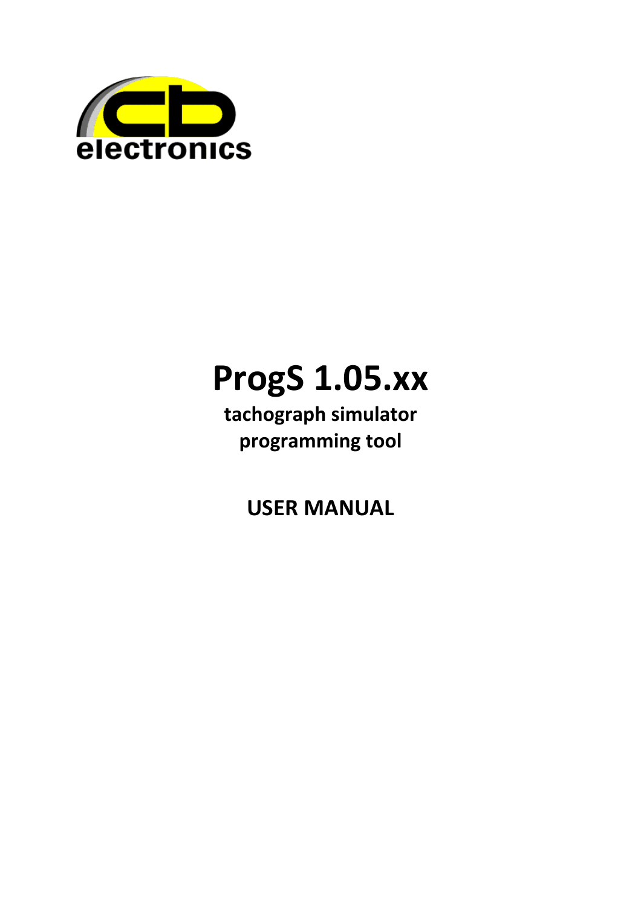cb electronics

# ProgS 1.05.xx

**tachograph simulator programming tool**

**USER MANUAL**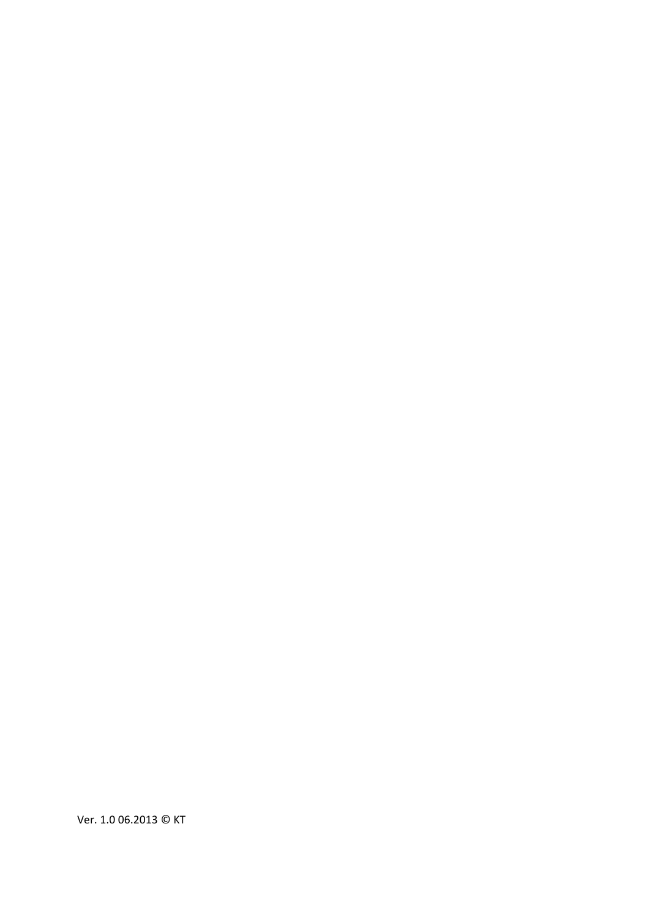Ver. 1.0 06.2013 © KT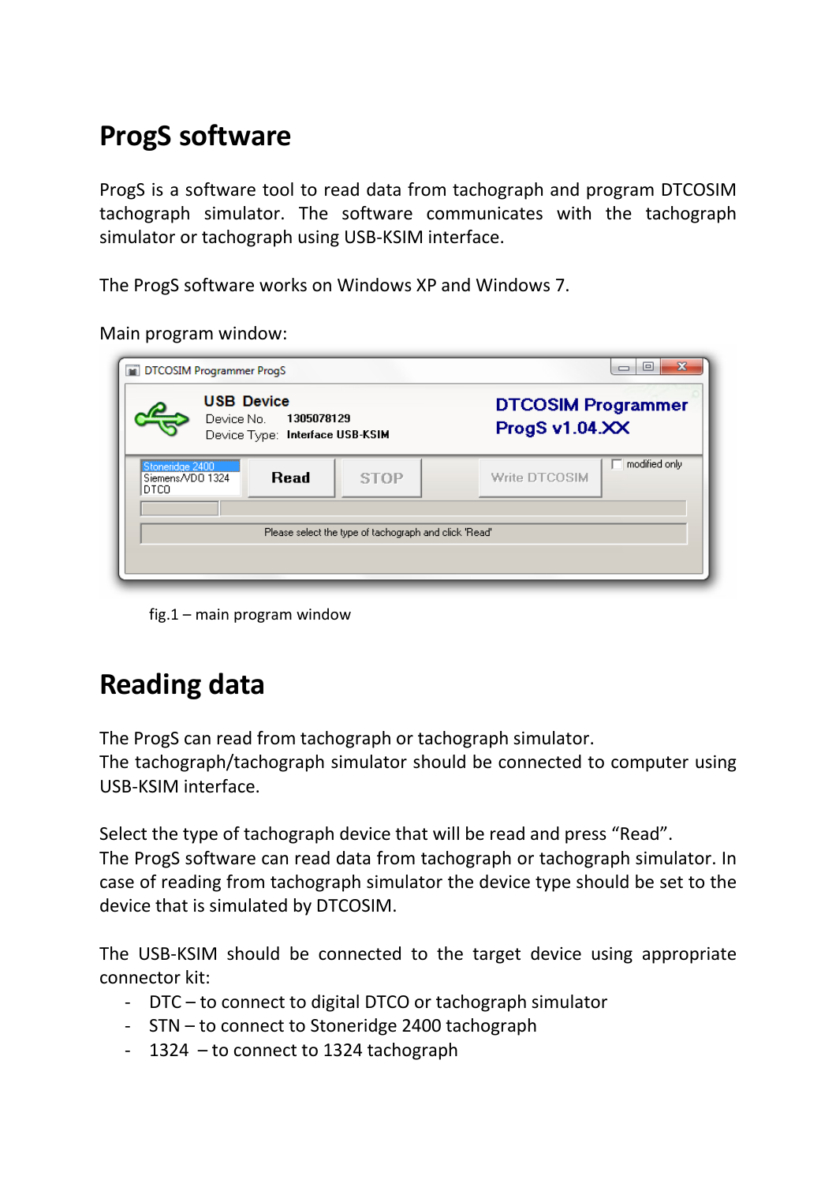# ProgS software

ProgS is a software tool to read data from tachograph and program DTCOSIM tachograph simulator. The software communicates with the tachograph simulator or tachograph using USB-KSIM interface.

The ProgS software works on Windows XP and Windows 7.

Main program window:

fig.1 – main program window

# Reading data

The ProgS can read from tachograph or tachograph simulator.
The tachograph/tachograph simulator should be connected to computer using USB-KSIM interface.

Select the type of tachograph device that will be read and press "Read".
The ProgS software can read data from tachograph or tachograph simulator. In case of reading from tachograph simulator the device type should be set to the device that is simulated by DTCOSIM.

The USB-KSIM should be connected to the target device using appropriate connector kit:

- DTC – to connect to digital DTCO or tachograph simulator
- STN – to connect to Stoneridge 2400 tachograph
- 1324 – to connect to 1324 tachograph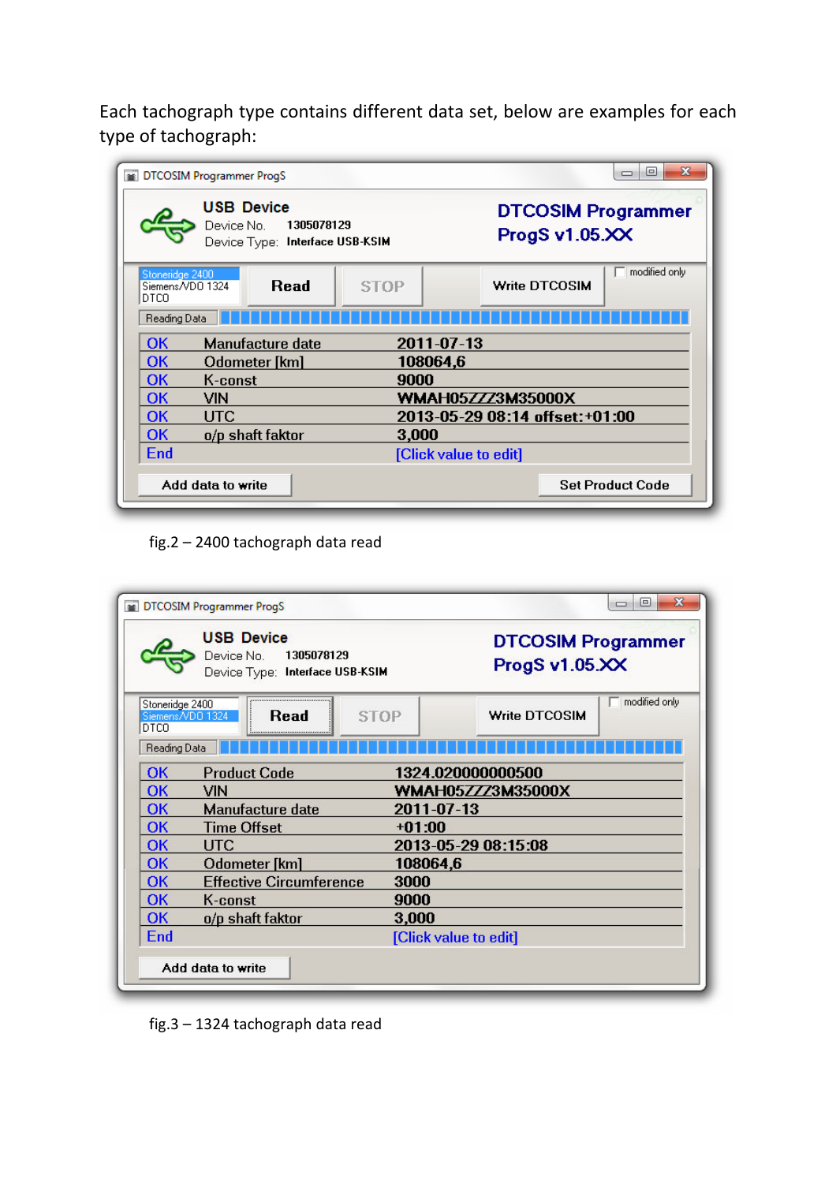Each tachograph type contains different data set, below are examples for each type of tachograph:

DTCOSIM Programmer ProgS

**USB Device**
Device No. 1305078129
Device Type: Interface USB-KSIM

**DTCOSIM Programmer ProgS v1.05.XX**

Stoneridge 2400
Siemens/VDO 1324
DTCO

Read | STOP | Write DTCOSIM | modified only

Reading Data

| | | |
|---|---|---|
| OK | Manufacture date | 2011-07-13 |
| OK | Odometer [km] | 108064,6 |
| OK | K-const | 9000 |
| OK | VIN | WMAH05ZZZ3M35000X |
| OK | UTC | 2013-05-29 08:14 offset:+01:00 |
| OK | o/p shaft faktor | 3,000 |
| End | | [Click value to edit] |

Add data to write | Set Product Code

fig.2 – 2400 tachograph data read

DTCOSIM Programmer ProgS

**USB Device**
Device No. 1305078129
Device Type: Interface USB-KSIM

**DTCOSIM Programmer ProgS v1.05.XX**

Stoneridge 2400
Siemens/VDO 1324
DTCO

Read | STOP | Write DTCOSIM | modified only

Reading Data

| | | |
|---|---|---|
| OK | Product Code | 1324.020000000500 |
| OK | VIN | WMAH05ZZZ3M35000X |
| OK | Manufacture date | 2011-07-13 |
| OK | Time Offset | +01:00 |
| OK | UTC | 2013-05-29 08:15:08 |
| OK | Odometer [km] | 108064,6 |
| OK | Effective Circumference | 3000 |
| OK | K-const | 9000 |
| OK | o/p shaft faktor | 3,000 |
| End | | [Click value to edit] |

Add data to write

fig.3 – 1324 tachograph data read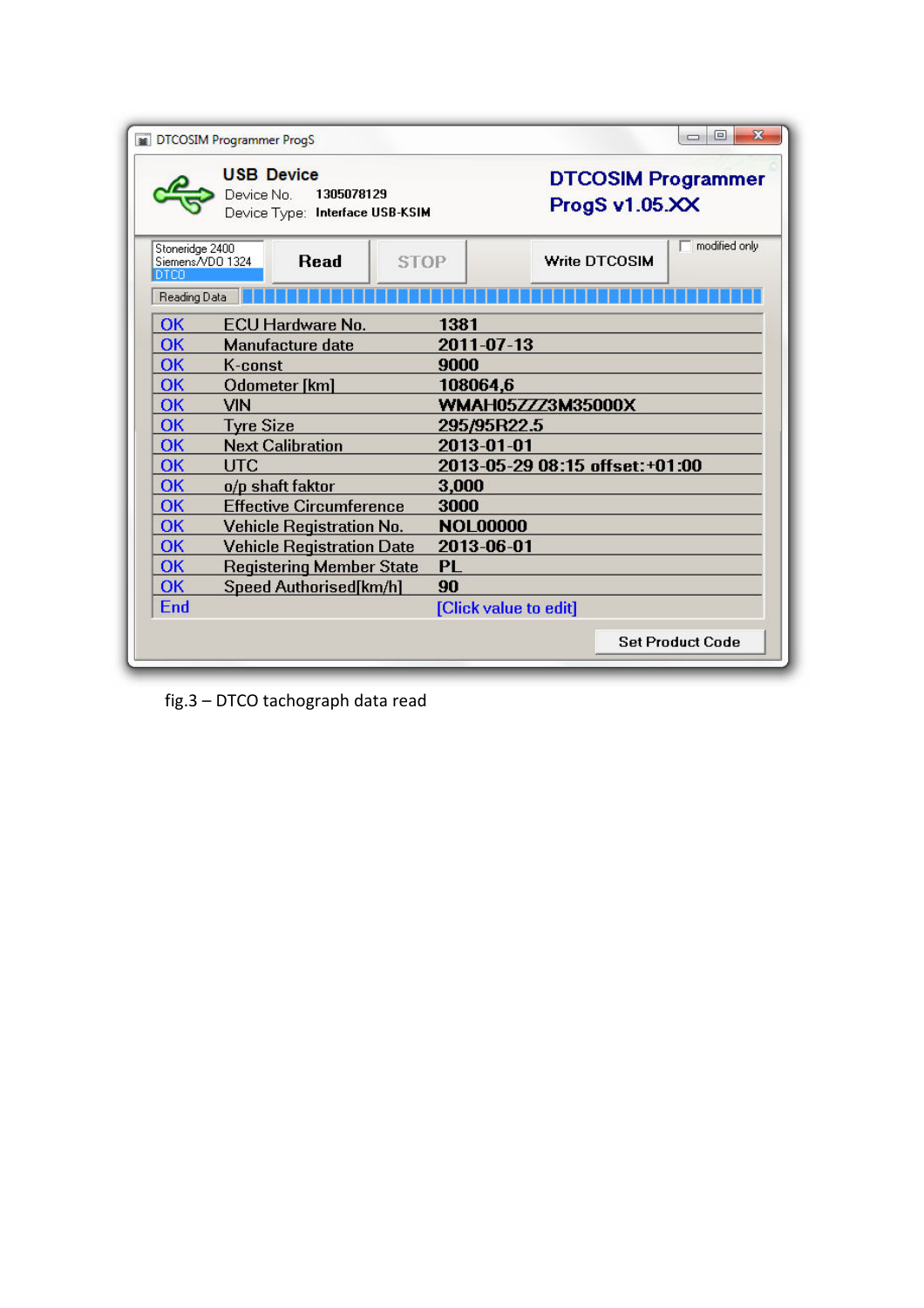DTCOSIM Programmer ProgS

**USB Device**

Device No. 1305078129

Device Type: Interface USB-KSIM

**DTCOSIM Programmer ProgS v1.05.XX**

Stoneridge 2400
Siemens/VDO 1324
DTCO

Read | STOP | Write DTCOSIM | modified only

Reading Data

| | | |
|---|---|---|
| OK | ECU Hardware No. | 1381 |
| OK | Manufacture date | 2011-07-13 |
| OK | K-const | 9000 |
| OK | Odometer [km] | 108064,6 |
| OK | VIN | WMAH05ZZZ3M35000X |
| OK | Tyre Size | 295/95R22.5 |
| OK | Next Calibration | 2013-01-01 |
| OK | UTC | 2013-05-29 08:15 offset:+01:00 |
| OK | o/p shaft faktor | 3,000 |
| OK | Effective Circumference | 3000 |
| OK | Vehicle Registration No. | NOL00000 |
| OK | Vehicle Registration Date | 2013-06-01 |
| OK | Registering Member State | PL |
| OK | Speed Authorised[km/h] | 90 |
| End | | [Click value to edit] |

Set Product Code

fig.3 – DTCO tachograph data read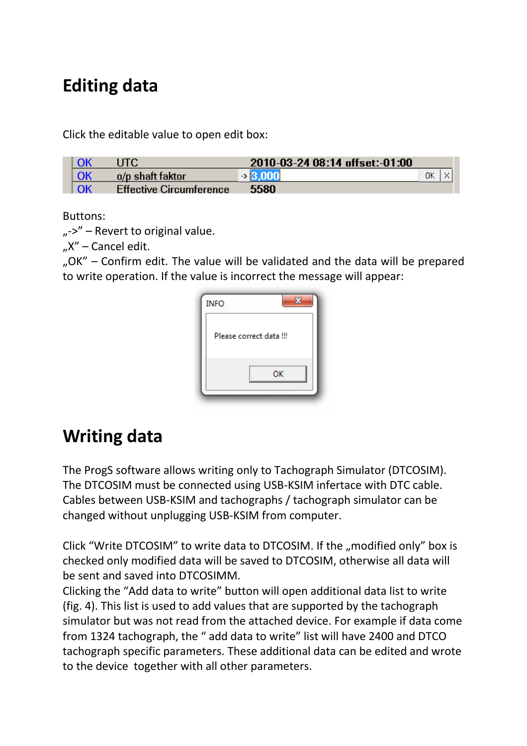# Editing data

Click the editable value to open edit box:

| OK | UTC | 2010-03-24 08:14 offset:-01:00 |
|---|---|---|
| OK | o/p shaft faktor | -> 3,000 OK X |
| OK | Effective Circumference | 5580 |

Buttons:
„->" – Revert to original value.
„X" – Cancel edit.
„OK" – Confirm edit. The value will be validated and the data will be prepared to write operation. If the value is incorrect the message will appear:

INFO

Please correct data !!!

OK

# Writing data

The ProgS software allows writing only to Tachograph Simulator (DTCOSIM). The DTCOSIM must be connected using USB-KSIM infertace with DTC cable. Cables between USB-KSIM and tachographs / tachograph simulator can be changed without unplugging USB-KSIM from computer.

Click "Write DTCOSIM" to write data to DTCOSIM. If the „modified only" box is checked only modified data will be saved to DTCOSIM, otherwise all data will be sent and saved into DTCOSIMM.
Clicking the "Add data to write" button will open additional data list to write (fig. 4). This list is used to add values that are supported by the tachograph simulator but was not read from the attached device. For example if data come from 1324 tachograph, the " add data to write" list will have 2400 and DTCO tachograph specific parameters. These additional data can be edited and wrote to the device together with all other parameters.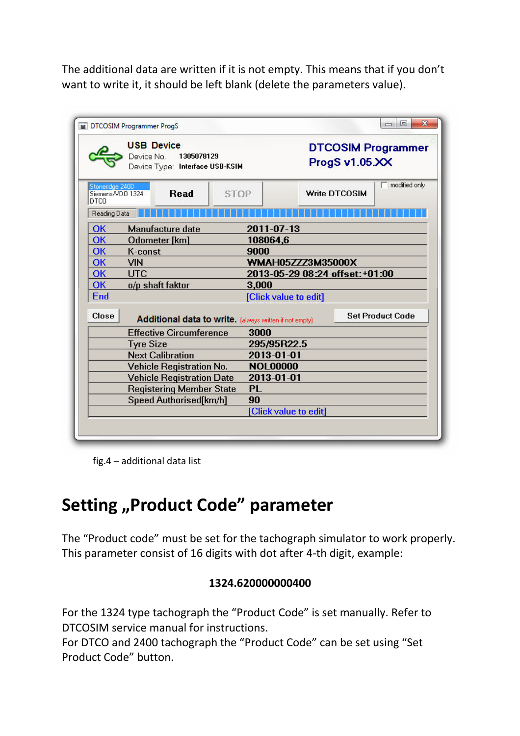The additional data are written if it is not empty. This means that if you don’t want to write it, it should be left blank (delete the parameters value).

fig.4 – additional data list

# Setting „Product Code” parameter

The “Product code” must be set for the tachograph simulator to work properly. This parameter consist of 16 digits with dot after 4-th digit, example:

**1324.620000000400**

For the 1324 type tachograph the “Product Code” is set manually. Refer to DTCOSIM service manual for instructions.
For DTCO and 2400 tachograph the “Product Code” can be set using “Set Product Code” button.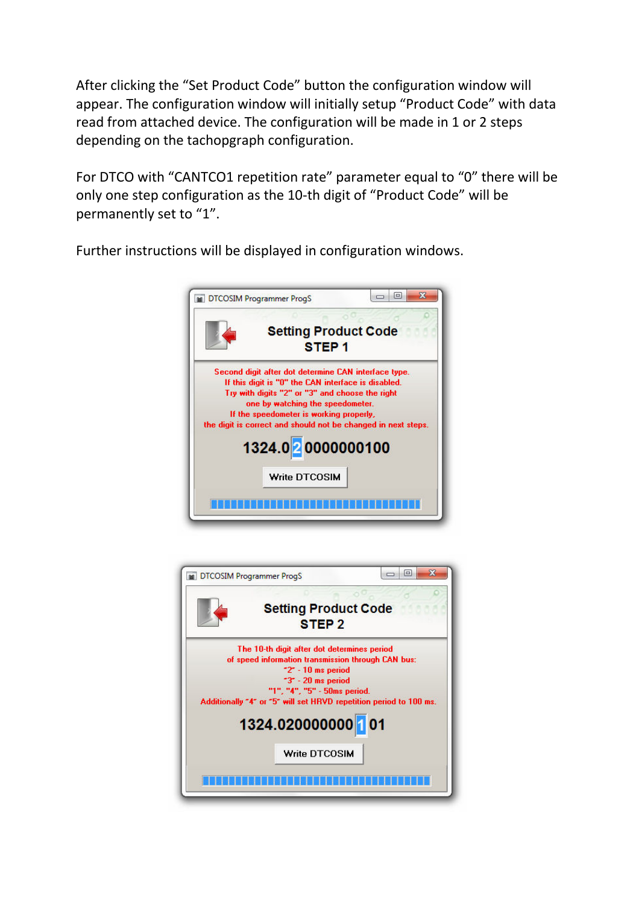After clicking the “Set Product Code” button the configuration window will appear. The configuration window will initially setup “Product Code” with data read from attached device. The configuration will be made in 1 or 2 steps depending on the tachopgraph configuration.

For DTCO with “CANTCO1 repetition rate” parameter equal to “0” there will be only one step configuration as the 10-th digit of “Product Code” will be permanently set to “1”.

Further instructions will be displayed in configuration windows.

DTCOSIM Programmer ProgS

**Setting Product Code**
**STEP 1**

Second digit after dot determine CAN interface type.
If this digit is "0" the CAN interface is disabled.
Try with digits "2" or "3" and choose the right
one by watching the speedometer.
If the speedometer is working properly,
the digit is correct and should not be changed in next steps.

1324.020000000100

Write DTCOSIM

DTCOSIM Programmer ProgS

**Setting Product Code**
**STEP 2**

The 10-th digit after dot determines period
of speed information transmission through CAN bus:
"2" - 10 ms period
"3" - 20 ms period
"1", "4", "5" - 50ms period.
Additionally "4" or "5" will set HRVD repetition period to 100 ms.

1324.020000000101

Write DTCOSIM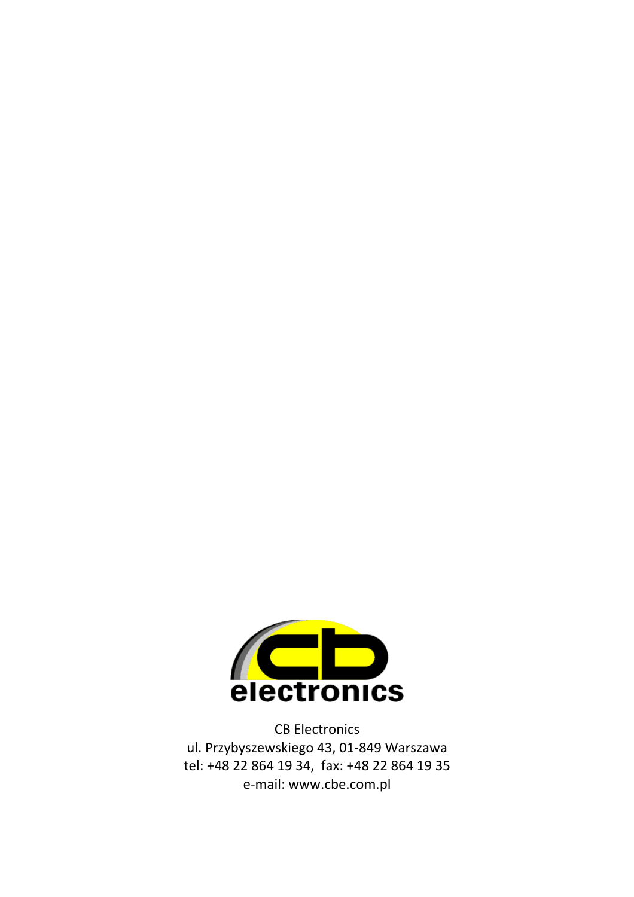CB Electronics
ul. Przybyszewskiego 43, 01-849 Warszawa
tel: +48 22 864 19 34, fax: +48 22 864 19 35
e-mail: www.cbe.com.pl